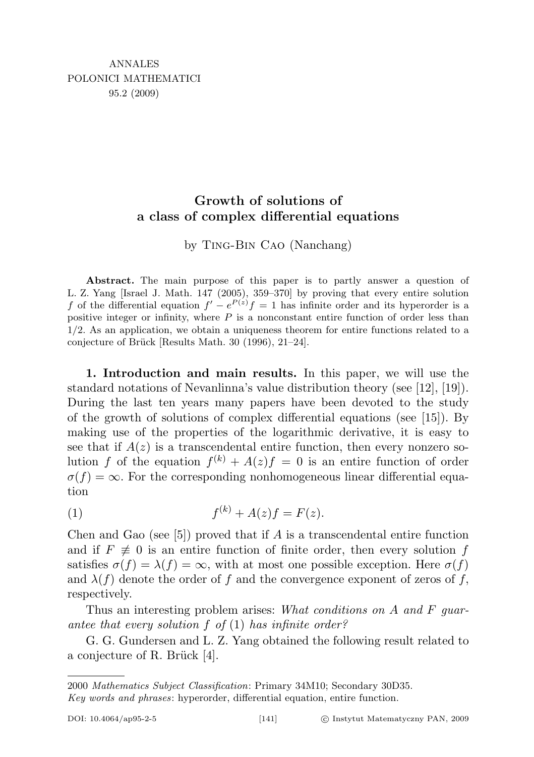# Growth of solutions of a class of complex differential equations

by Ting-Bin Cao (Nanchang)

**Abstract.** The main purpose of this paper is to partly answer a question of L. Z. Yang [Israel J. Math. 147 (2005), 359–370] by proving that every entire solution $f$ of the differential equation $f' - e^{P(z)}f = 1$ has infinite order and its hyperorder is a positive integer or infinity, where $P$ is a nonconstant entire function of order less than $1/2$. As an application, we obtain a uniqueness theorem for entire functions related to a conjecture of Brück [Results Math. 30 (1996), 21–24].

**1. Introduction and main results.** In this paper, we will use the standard notations of Nevanlinna's value distribution theory (see [12], [19]). During the last ten years many papers have been devoted to the study of the growth of solutions of complex differential equations (see [15]). By making use of the properties of the logarithmic derivative, it is easy to see that if $A(z)$ is a transcendental entire function, then every nonzero solution $f$ of the equation $f^{(k)} + A(z)f = 0$ is an entire function of order $\sigma(f) = \infty$. For the corresponding nonhomogeneous linear differential equation

$$f^{(k)} + A(z)f = F(z). \tag{1}$$

Chen and Gao (see [5]) proved that if $A$ is a transcendental entire function and if $F \not\equiv 0$ is an entire function of finite order, then every solution $f$ satisfies $\sigma(f) = \lambda(f) = \infty$, with at most one possible exception. Here $\sigma(f)$ and $\lambda(f)$ denote the order of $f$ and the convergence exponent of zeros of $f$, respectively.

Thus an interesting problem arises: *What conditions on $A$ and $F$ guarantee that every solution $f$ of* (1) *has infinite order?*

G. G. Gundersen and L. Z. Yang obtained the following result related to a conjecture of R. Brück [4].

2000 *Mathematics Subject Classification*: Primary 34M10; Secondary 30D35.
*Key words and phrases*: hyperorder, differential equation, entire function.

DOI: 10.4064/ap95-2-5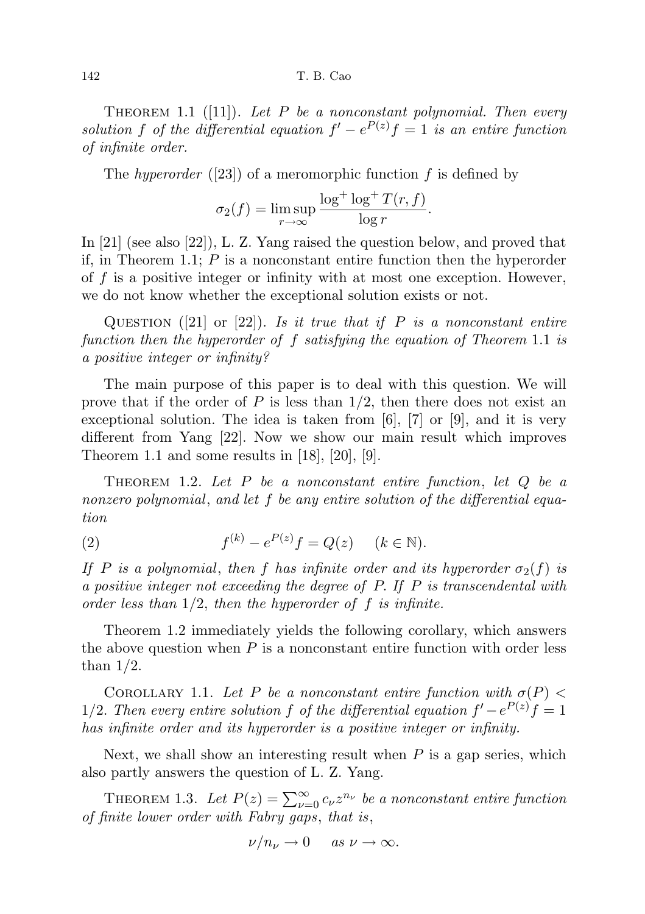THEOREM 1.1 ([11]). *Let $P$ be a nonconstant polynomial. Then every solution $f$ of the differential equation $f' - e^{P(z)}f = 1$ is an entire function of infinite order.*

The *hyperorder* ([23]) of a meromorphic function $f$ is defined by

$$\sigma_2(f) = \limsup_{r\to\infty} \frac{\log^+ \log^+ T(r,f)}{\log r}.$$

In [21] (see also [22]), L. Z. Yang raised the question below, and proved that if, in Theorem 1.1; $P$ is a nonconstant entire function then the hyperorder of $f$ is a positive integer or infinity with at most one exception. However, we do not know whether the exceptional solution exists or not.

QUESTION ([21] or [22]). *Is it true that if $P$ is a nonconstant entire function then the hyperorder of $f$ satisfying the equation of Theorem 1.1 is a positive integer or infinity?*

The main purpose of this paper is to deal with this question. We will prove that if the order of $P$ is less than $1/2$, then there does not exist an exceptional solution. The idea is taken from [6], [7] or [9], and it is very different from Yang [22]. Now we show our main result which improves Theorem 1.1 and some results in [18], [20], [9].

THEOREM 1.2. *Let $P$ be a nonconstant entire function, let $Q$ be a nonzero polynomial, and let $f$ be any entire solution of the differential equation*

$$f^{(k)} - e^{P(z)}f = Q(z) \qquad (k \in \mathbb{N}). \tag{2}$$

*If $P$ is a polynomial, then $f$ has infinite order and its hyperorder $\sigma_2(f)$ is a positive integer not exceeding the degree of $P$. If $P$ is transcendental with order less than $1/2$, then the hyperorder of $f$ is infinite.*

Theorem 1.2 immediately yields the following corollary, which answers the above question when $P$ is a nonconstant entire function with order less than $1/2$.

COROLLARY 1.1. *Let $P$ be a nonconstant entire function with $\sigma(P) < 1/2$. Then every entire solution $f$ of the differential equation $f' - e^{P(z)}f = 1$ has infinite order and its hyperorder is a positive integer or infinity.*

Next, we shall show an interesting result when $P$ is a gap series, which also partly answers the question of L. Z. Yang.

THEOREM 1.3. *Let $P(z) = \sum_{\nu=0}^{\infty} c_\nu z^{n_\nu}$ be a nonconstant entire function of finite lower order with Fabry gaps, that is,*

$$\nu/n_\nu \to 0 \quad \text{as } \nu \to \infty.$$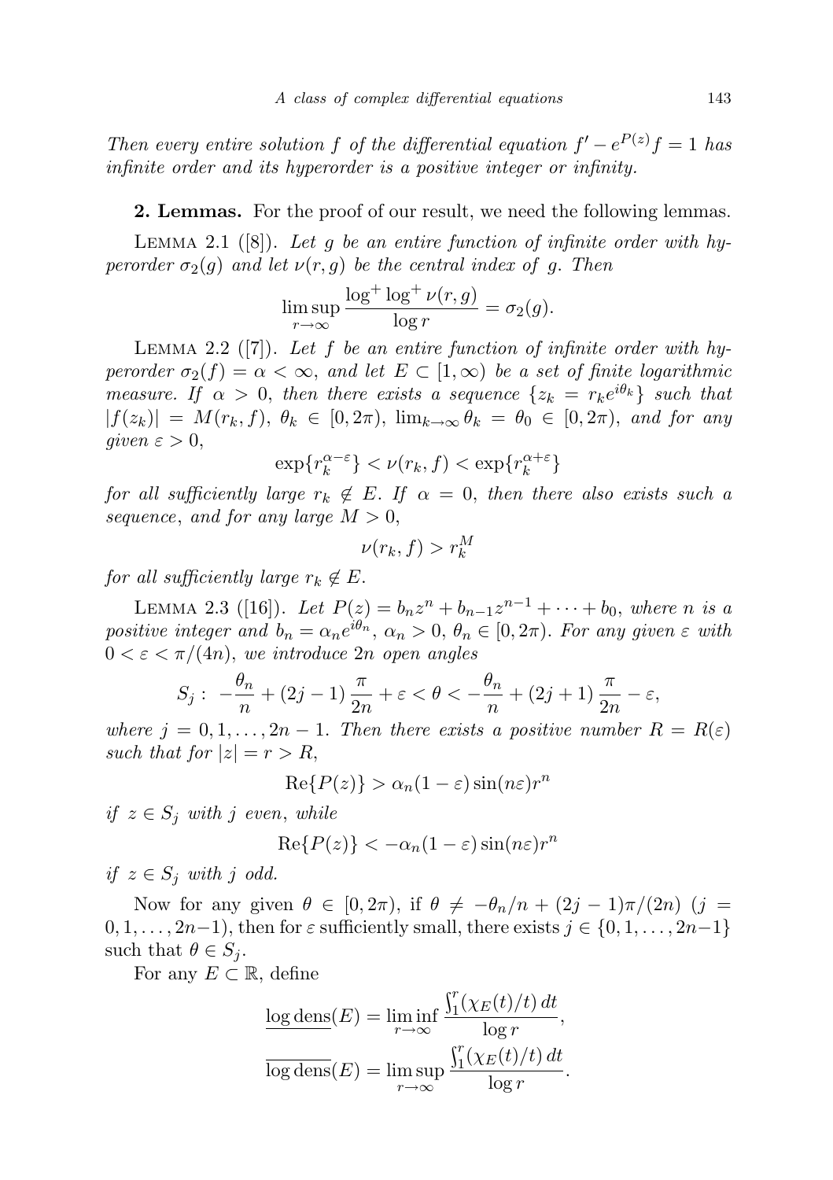*Then every entire solution $f$ of the differential equation $f' - e^{P(z)}f = 1$ has infinite order and its hyperorder is a positive integer or infinity.*

## 2. Lemmas.

For the proof of our result, we need the following lemmas.

LEMMA 2.1 ([8]). *Let $g$ be an entire function of infinite order with hyperorder $\sigma_2(g)$ and let $\nu(r,g)$ be the central index of $g$. Then*

$$\limsup_{r\to\infty} \frac{\log^+ \log^+ \nu(r,g)}{\log r} = \sigma_2(g).$$

LEMMA 2.2 ([7]). *Let $f$ be an entire function of infinite order with hyperorder $\sigma_2(f) = \alpha < \infty$, and let $E \subset [1,\infty)$ be a set of finite logarithmic measure. If $\alpha > 0$, then there exists a sequence $\{z_k = r_k e^{i\theta_k}\}$ such that $|f(z_k)| = M(r_k, f)$, $\theta_k \in [0, 2\pi)$, $\lim_{k\to\infty} \theta_k = \theta_0 \in [0, 2\pi)$, and for any given $\varepsilon > 0$,*

$$\exp\{r_k^{\alpha-\varepsilon}\} < \nu(r_k, f) < \exp\{r_k^{\alpha+\varepsilon}\}$$

*for all sufficiently large $r_k \notin E$. If $\alpha = 0$, then there also exists such a sequence, and for any large $M > 0$,*

$$\nu(r_k, f) > r_k^M$$

*for all sufficiently large $r_k \notin E$.*

LEMMA 2.3 ([16]). *Let $P(z) = b_n z^n + b_{n-1}z^{n-1} + \cdots + b_0$, where $n$ is a positive integer and $b_n = \alpha_n e^{i\theta_n}$, $\alpha_n > 0$, $\theta_n \in [0, 2\pi)$. For any given $\varepsilon$ with $0 < \varepsilon < \pi/(4n)$, we introduce $2n$ open angles*

$$S_j : \ -\frac{\theta_n}{n} + (2j-1)\frac{\pi}{2n} + \varepsilon < \theta < -\frac{\theta_n}{n} + (2j+1)\frac{\pi}{2n} - \varepsilon,$$

*where $j = 0, 1, \ldots, 2n-1$. Then there exists a positive number $R = R(\varepsilon)$ such that for $|z| = r > R$,*

$$\mathrm{Re}\{P(z)\} > \alpha_n(1-\varepsilon)\sin(n\varepsilon)r^n$$

*if $z \in S_j$ with $j$ even, while*

$$\mathrm{Re}\{P(z)\} < -\alpha_n(1-\varepsilon)\sin(n\varepsilon)r^n$$

*if $z \in S_j$ with $j$ odd.*

Now for any given $\theta \in [0, 2\pi)$, if $\theta \neq -\theta_n/n + (2j-1)\pi/(2n)$ ($j = 0, 1, \ldots, 2n-1$), then for $\varepsilon$ sufficiently small, there exists $j \in \{0, 1, \ldots, 2n-1\}$ such that $\theta \in S_j$.

For any $E \subset \mathbb{R}$, define

$$\underline{\log \mathrm{dens}}(E) = \liminf_{r\to\infty} \frac{\int_1^r (\chi_E(t)/t)\, dt}{\log r},$$

$$\overline{\log \mathrm{dens}}(E) = \limsup_{r\to\infty} \frac{\int_1^r (\chi_E(t)/t)\, dt}{\log r}.$$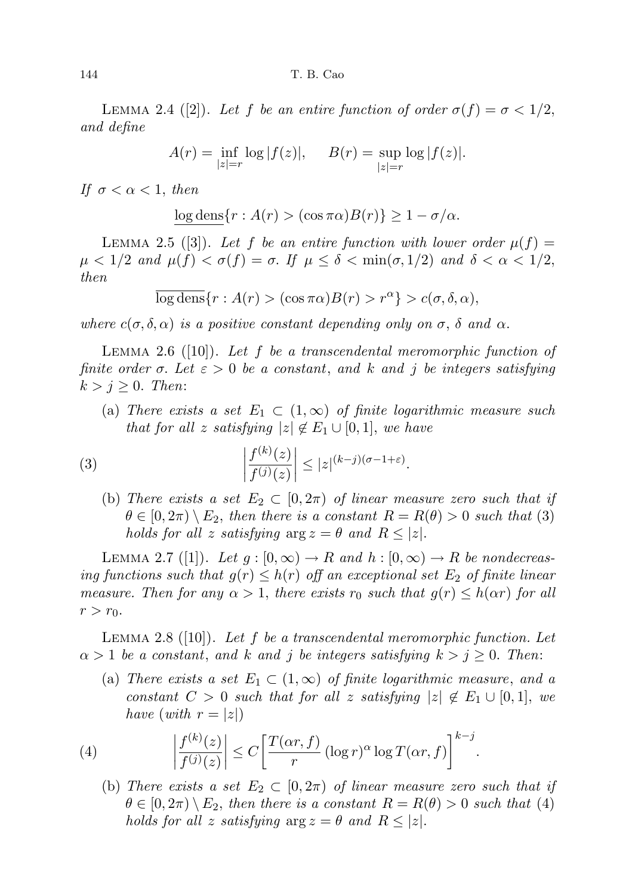Lemma 2.4 ([2]). *Let $f$ be an entire function of order $\sigma(f) = \sigma < 1/2$, and define*

$$A(r) = \inf_{|z|=r} \log|f(z)|, \qquad B(r) = \sup_{|z|=r} \log|f(z)|.$$

*If $\sigma < \alpha < 1$, then*

$$\underline{\log \mathrm{dens}}\{r : A(r) > (\cos \pi\alpha) B(r)\} \geq 1 - \sigma/\alpha.$$

Lemma 2.5 ([3]). *Let $f$ be an entire function with lower order $\mu(f) = \mu < 1/2$ and $\mu(f) < \sigma(f) = \sigma$. If $\mu \leq \delta < \min(\sigma, 1/2)$ and $\delta < \alpha < 1/2$, then*

$$\overline{\log \mathrm{dens}}\{r : A(r) > (\cos \pi\alpha) B(r) > r^{\alpha}\} > c(\sigma, \delta, \alpha),$$

*where $c(\sigma, \delta, \alpha)$ is a positive constant depending only on $\sigma$, $\delta$ and $\alpha$.*

Lemma 2.6 ([10]). *Let $f$ be a transcendental meromorphic function of finite order $\sigma$. Let $\varepsilon > 0$ be a constant, and $k$ and $j$ be integers satisfying $k > j \geq 0$. Then*:

(a) *There exists a set $E_1 \subset (1, \infty)$ of finite logarithmic measure such that for all $z$ satisfying $|z| \notin E_1 \cup [0, 1]$, we have*

$$\left|\frac{f^{(k)}(z)}{f^{(j)}(z)}\right| \leq |z|^{(k-j)(\sigma - 1 + \varepsilon)}. \tag{3}$$

(b) *There exists a set $E_2 \subset [0, 2\pi)$ of linear measure zero such that if $\theta \in [0, 2\pi) \setminus E_2$, then there is a constant $R = R(\theta) > 0$ such that* (3) *holds for all $z$ satisfying $\arg z = \theta$ and $R \leq |z|$.*

Lemma 2.7 ([1]). *Let $g : [0, \infty) \to R$ and $h : [0, \infty) \to R$ be nondecreasing functions such that $g(r) \leq h(r)$ off an exceptional set $E_2$ of finite linear measure. Then for any $\alpha > 1$, there exists $r_0$ such that $g(r) \leq h(\alpha r)$ for all $r > r_0$.*

Lemma 2.8 ([10]). *Let $f$ be a transcendental meromorphic function. Let $\alpha > 1$ be a constant, and $k$ and $j$ be integers satisfying $k > j \geq 0$. Then*:

(a) *There exists a set $E_1 \subset (1, \infty)$ of finite logarithmic measure, and a constant $C > 0$ such that for all $z$ satisfying $|z| \notin E_1 \cup [0, 1]$, we have (with $r = |z|$)*

$$\left|\frac{f^{(k)}(z)}{f^{(j)}(z)}\right| \leq C\left[\frac{T(\alpha r, f)}{r} (\log r)^{\alpha} \log T(\alpha r, f)\right]^{k-j}. \tag{4}$$

(b) *There exists a set $E_2 \subset [0, 2\pi)$ of linear measure zero such that if $\theta \in [0, 2\pi) \setminus E_2$, then there is a constant $R = R(\theta) > 0$ such that* (4) *holds for all $z$ satisfying $\arg z = \theta$ and $R \leq |z|$.*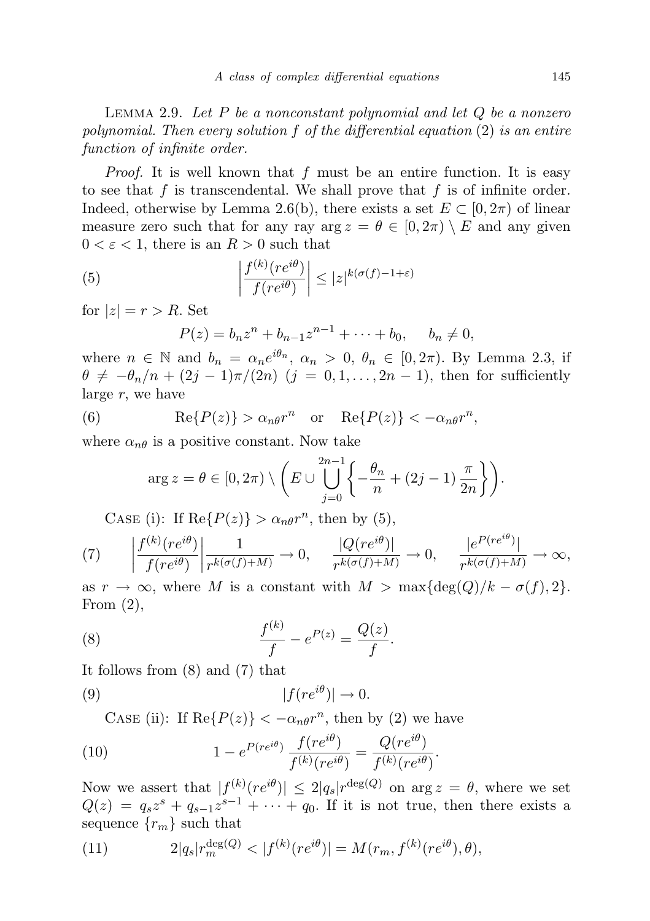Lemma 2.9. *Let $P$ be a nonconstant polynomial and let $Q$ be a nonzero polynomial. Then every solution $f$ of the differential equation* (2) *is an entire function of infinite order.*

*Proof.* It is well known that $f$ must be an entire function. It is easy to see that $f$ is transcendental. We shall prove that $f$ is of infinite order. Indeed, otherwise by Lemma 2.6(b), there exists a set $E \subset [0, 2\pi)$ of linear measure zero such that for any ray $\arg z = \theta \in [0, 2\pi) \setminus E$ and any given $0 < \varepsilon < 1$, there is an $R > 0$ such that

$$\left|\frac{f^{(k)}(re^{i\theta})}{f(re^{i\theta})}\right| \leq |z|^{k(\sigma(f)-1+\varepsilon)} \tag{5}$$

for $|z| = r > R$. Set

$$P(z) = b_n z^n + b_{n-1}z^{n-1} + \cdots + b_0, \quad b_n \neq 0,$$

where $n \in \mathbb{N}$ and $b_n = \alpha_n e^{i\theta_n}$, $\alpha_n > 0$, $\theta_n \in [0, 2\pi)$. By Lemma 2.3, if $\theta \neq -\theta_n/n + (2j-1)\pi/(2n)$ $(j = 0, 1, \ldots, 2n-1)$, then for sufficiently large $r$, we have

$$\operatorname{Re}\{P(z)\} > \alpha_{n\theta} r^n \quad \text{or} \quad \operatorname{Re}\{P(z)\} < -\alpha_{n\theta} r^n, \tag{6}$$

where $\alpha_{n\theta}$ is a positive constant. Now take

$$\arg z = \theta \in [0, 2\pi) \setminus \left(E \cup \bigcup_{j=0}^{2n-1} \left\{-\frac{\theta_n}{n} + (2j-1)\frac{\pi}{2n}\right\}\right).$$

Case (i): If $\operatorname{Re}\{P(z)\} > \alpha_{n\theta} r^n$, then by (5),

$$\left|\frac{f^{(k)}(re^{i\theta})}{f(re^{i\theta})}\right| \frac{1}{r^{k(\sigma(f)+M)}} \to 0, \quad \frac{|Q(re^{i\theta})|}{r^{k(\sigma(f)+M)}} \to 0, \quad \frac{|e^{P(re^{i\theta})}|}{r^{k(\sigma(f)+M)}} \to \infty, \tag{7}$$

as $r \to \infty$, where $M$ is a constant with $M > \max\{\deg(Q)/k - \sigma(f), 2\}$. From (2),

$$\frac{f^{(k)}}{f} - e^{P(z)} = \frac{Q(z)}{f}. \tag{8}$$

It follows from (8) and (7) that

$$|f(re^{i\theta})| \to 0. \tag{9}$$

Case (ii): If $\operatorname{Re}\{P(z)\} < -\alpha_{n\theta} r^n$, then by (2) we have

$$1 - e^{P(re^{i\theta})} \frac{f(re^{i\theta})}{f^{(k)}(re^{i\theta})} = \frac{Q(re^{i\theta})}{f^{(k)}(re^{i\theta})}. \tag{10}$$

Now we assert that $|f^{(k)}(re^{i\theta})| \leq 2|q_s| r^{\deg(Q)}$ on $\arg z = \theta$, where we set $Q(z) = q_s z^s + q_{s-1}z^{s-1} + \cdots + q_0$. If it is not true, then there exists a sequence $\{r_m\}$ such that

$$2|q_s| r_m^{\deg(Q)} < |f^{(k)}(re^{i\theta})| = M(r_m, f^{(k)}(re^{i\theta}), \theta), \tag{11}$$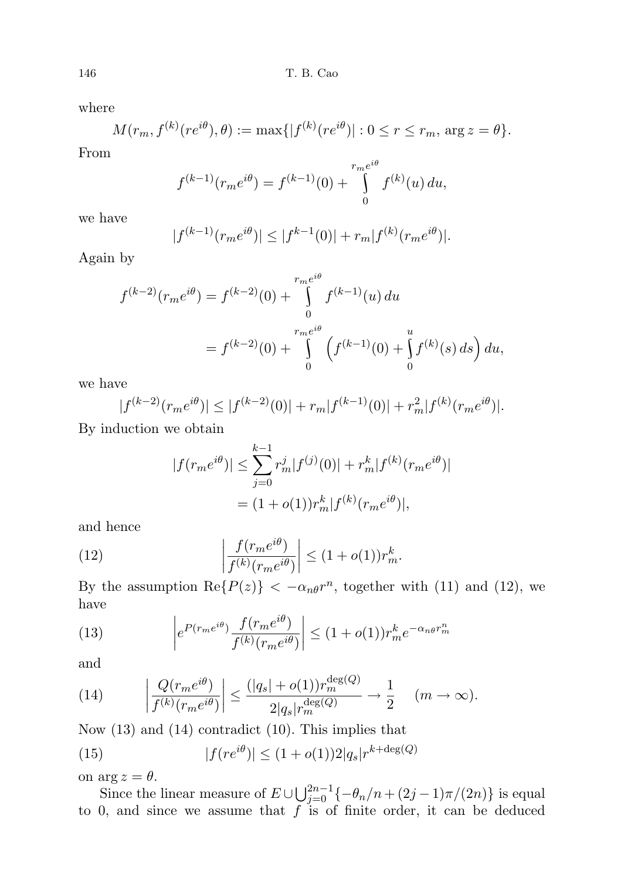where

$$M(r_m, f^{(k)}(re^{i\theta}), \theta) := \max\{|f^{(k)}(re^{i\theta})| : 0 \le r \le r_m,\ \arg z = \theta\}.$$

From

$$f^{(k-1)}(r_m e^{i\theta}) = f^{(k-1)}(0) + \int_0^{r_m e^{i\theta}} f^{(k)}(u)\, du,$$

we have

$$|f^{(k-1)}(r_m e^{i\theta})| \le |f^{k-1}(0)| + r_m |f^{(k)}(r_m e^{i\theta})|.$$

Again by

$$\begin{aligned} f^{(k-2)}(r_m e^{i\theta}) &= f^{(k-2)}(0) + \int_0^{r_m e^{i\theta}} f^{(k-1)}(u)\, du \\ &= f^{(k-2)}(0) + \int_0^{r_m e^{i\theta}} \Big( f^{(k-1)}(0) + \int_0^u f^{(k)}(s)\, ds \Big)\, du, \end{aligned}$$

we have

$$|f^{(k-2)}(r_m e^{i\theta})| \le |f^{(k-2)}(0)| + r_m |f^{(k-1)}(0)| + r_m^2 |f^{(k)}(r_m e^{i\theta})|.$$

By induction we obtain

$$\begin{aligned} |f(r_m e^{i\theta})| &\le \sum_{j=0}^{k-1} r_m^j |f^{(j)}(0)| + r_m^k |f^{(k)}(r_m e^{i\theta})| \\ &= (1 + o(1)) r_m^k |f^{(k)}(r_m e^{i\theta})|, \end{aligned}$$

and hence

$$\left| \frac{f(r_m e^{i\theta})}{f^{(k)}(r_m e^{i\theta})} \right| \le (1 + o(1)) r_m^k. \tag{12}$$

By the assumption $\mathrm{Re}\{P(z)\} < -\alpha_{n\theta} r^n$, together with (11) and (12), we have

$$\left| e^{P(r_m e^{i\theta})} \frac{f(r_m e^{i\theta})}{f^{(k)}(r_m e^{i\theta})} \right| \le (1 + o(1)) r_m^k e^{-\alpha_{n\theta} r_m^n} \tag{13}$$

and

$$\left| \frac{Q(r_m e^{i\theta})}{f^{(k)}(r_m e^{i\theta})} \right| \le \frac{(|q_s| + o(1)) r_m^{\deg(Q)}}{2|q_s| r_m^{\deg(Q)}} \to \frac{1}{2} \quad (m \to \infty). \tag{14}$$

Now (13) and (14) contradict (10). This implies that

$$|f(re^{i\theta})| \le (1 + o(1)) 2|q_s| r^{k + \deg(Q)} \tag{15}$$

on $\arg z = \theta$.

Since the linear measure of $E \cup \bigcup_{j=0}^{2n-1} \{-\theta_n/n + (2j-1)\pi/(2n)\}$ is equal to 0, and since we assume that $f$ is of finite order, it can be deduced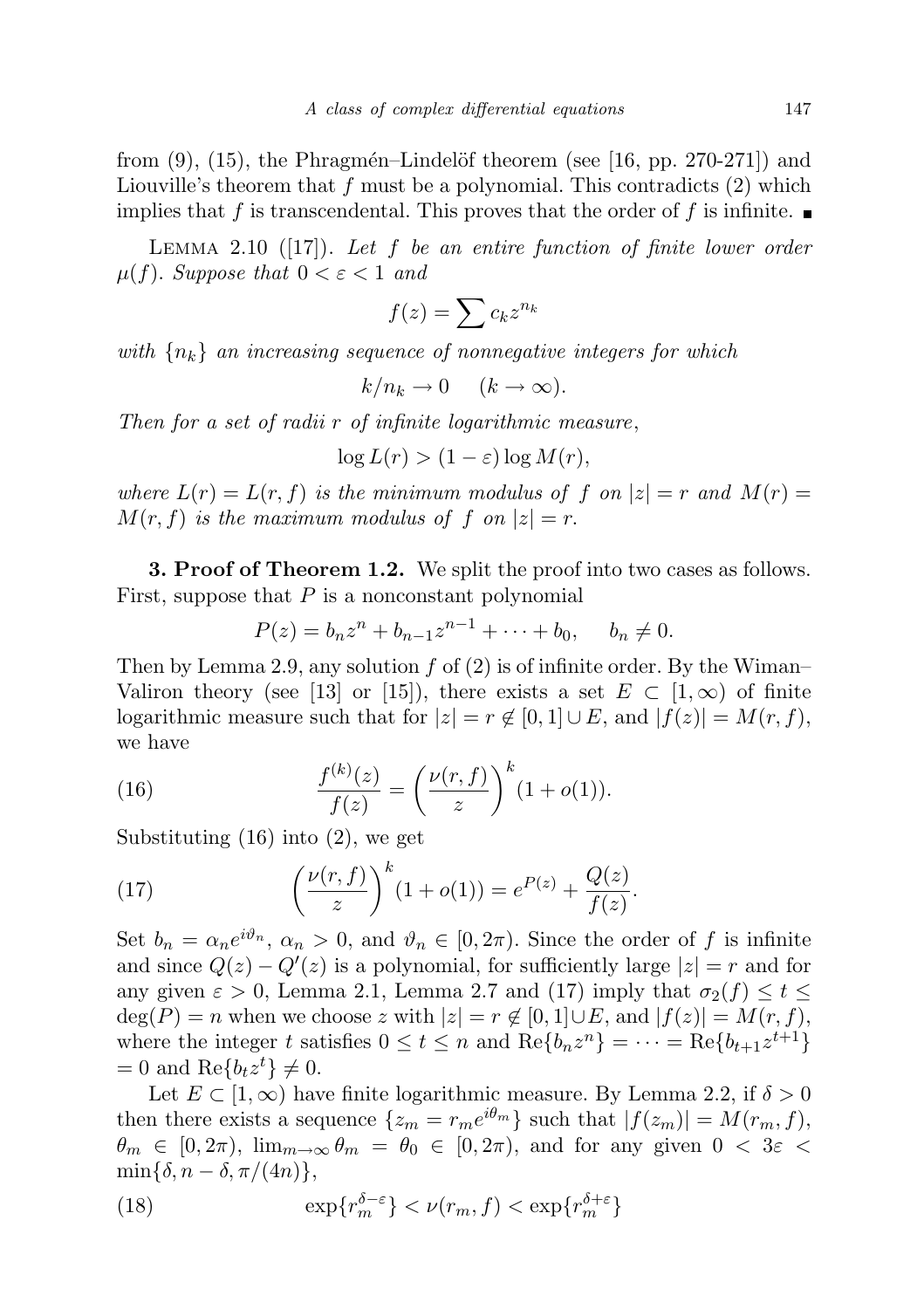from (9), (15), the Phragmén–Lindelöf theorem (see [16, pp. 270-271]) and Liouville's theorem that $f$ must be a polynomial. This contradicts (2) which implies that $f$ is transcendental. This proves that the order of $f$ is infinite. ∎

LEMMA 2.10 ([17]). *Let $f$ be an entire function of finite lower order $\mu(f)$. Suppose that $0<\varepsilon<1$ and*

$$f(z)=\sum c_k z^{n_k}$$

*with $\{n_k\}$ an increasing sequence of nonnegative integers for which*

$$k/n_k\to 0 \quad (k\to\infty).$$

*Then for a set of radii $r$ of infinite logarithmic measure,*

$$\log L(r)>(1-\varepsilon)\log M(r),$$

*where $L(r)=L(r,f)$ is the minimum modulus of $f$ on $|z|=r$ and $M(r)=M(r,f)$ is the maximum modulus of $f$ on $|z|=r$.*

**3. Proof of Theorem 1.2.** We split the proof into two cases as follows. First, suppose that $P$ is a nonconstant polynomial

$$P(z)=b_n z^n+b_{n-1}z^{n-1}+\cdots+b_0, \quad b_n\neq 0.$$

Then by Lemma 2.9, any solution $f$ of (2) is of infinite order. By the Wiman–Valiron theory (see [13] or [15]), there exists a set $E\subset[1,\infty)$ of finite logarithmic measure such that for $|z|=r\notin[0,1]\cup E$, and $|f(z)|=M(r,f)$, we have

$$\frac{f^{(k)}(z)}{f(z)}=\left(\frac{\nu(r,f)}{z}\right)^k(1+o(1)). \tag{16}$$

Substituting (16) into (2), we get

$$\left(\frac{\nu(r,f)}{z}\right)^k(1+o(1))=e^{P(z)}+\frac{Q(z)}{f(z)}. \tag{17}$$

Set $b_n=\alpha_n e^{i\vartheta_n}$, $\alpha_n>0$, and $\vartheta_n\in[0,2\pi)$. Since the order of $f$ is infinite and since $Q(z)-Q'(z)$ is a polynomial, for sufficiently large $|z|=r$ and for any given $\varepsilon>0$, Lemma 2.1, Lemma 2.7 and (17) imply that $\sigma_2(f)\le t\le \deg(P)=n$ when we choose $z$ with $|z|=r\notin[0,1]\cup E$, and $|f(z)|=M(r,f)$, where the integer $t$ satisfies $0\le t\le n$ and $\mathrm{Re}\{b_n z^n\}=\cdots=\mathrm{Re}\{b_{t+1}z^{t+1}\}=0$ and $\mathrm{Re}\{b_t z^t\}\neq 0$.

Let $E\subset[1,\infty)$ have finite logarithmic measure. By Lemma 2.2, if $\delta>0$ then there exists a sequence $\{z_m=r_m e^{i\theta_m}\}$ such that $|f(z_m)|=M(r_m,f)$, $\theta_m\in[0,2\pi)$, $\lim_{m\to\infty}\theta_m=\theta_0\in[0,2\pi)$, and for any given $0<3\varepsilon<\min\{\delta,n-\delta,\pi/(4n)\}$,

$$\exp\{r_m^{\delta-\varepsilon}\}<\nu(r_m,f)<\exp\{r_m^{\delta+\varepsilon}\} \tag{18}$$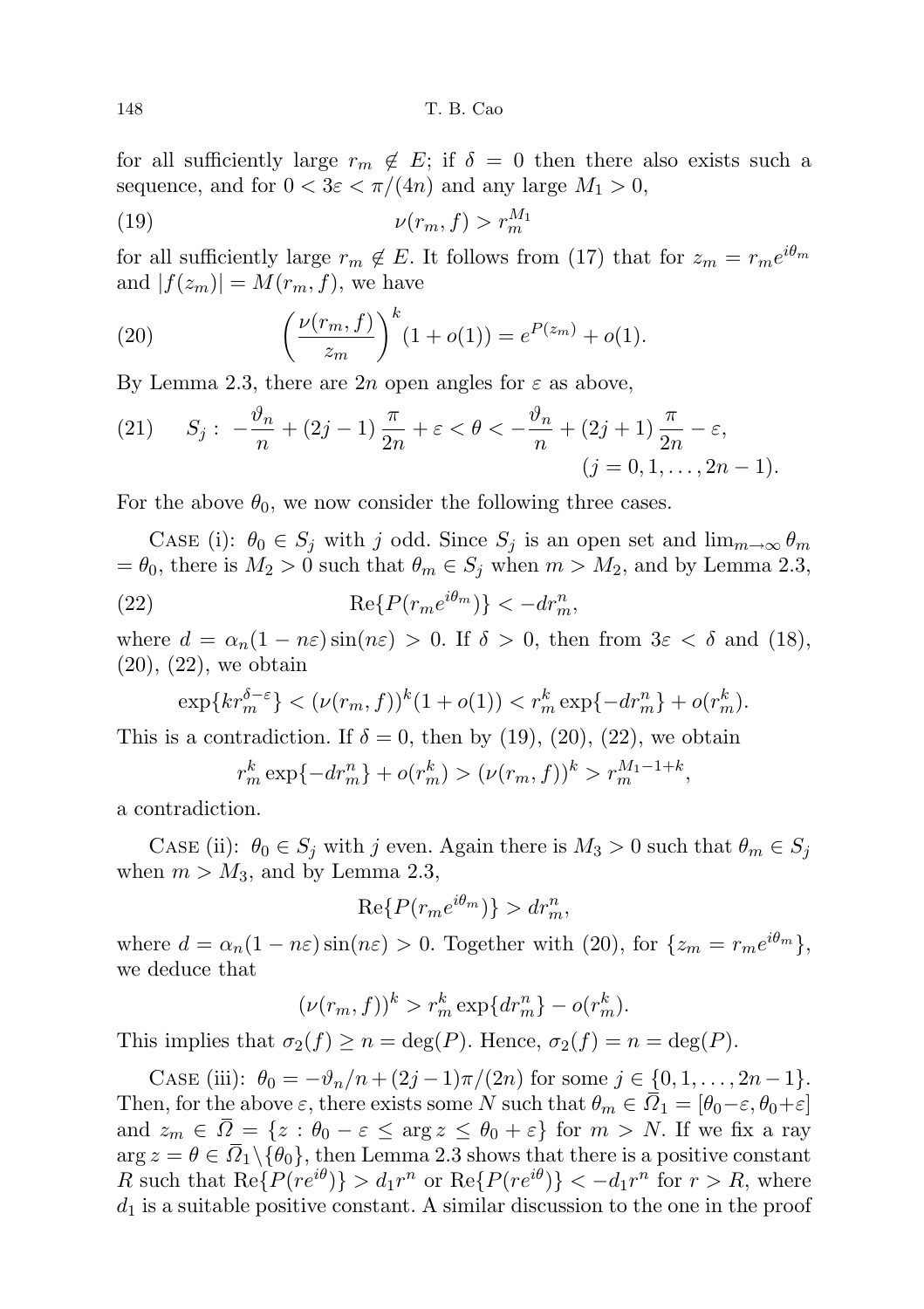for all sufficiently large $r_m \notin E$; if $\delta = 0$ then there also exists such a sequence, and for $0 < 3\varepsilon < \pi/(4n)$ and any large $M_1 > 0$,

$$\nu(r_m, f) > r_m^{M_1} \tag{19}$$

for all sufficiently large $r_m \notin E$. It follows from (17) that for $z_m = r_m e^{i\theta_m}$ and $|f(z_m)| = M(r_m, f)$, we have

$$\left(\frac{\nu(r_m, f)}{z_m}\right)^k (1 + o(1)) = e^{P(z_m)} + o(1). \tag{20}$$

By Lemma 2.3, there are $2n$ open angles for $\varepsilon$ as above,

$$S_j : \ -\frac{\vartheta_n}{n} + (2j-1)\frac{\pi}{2n} + \varepsilon < \theta < -\frac{\vartheta_n}{n} + (2j+1)\frac{\pi}{2n} - \varepsilon, \quad (j = 0, 1, \ldots, 2n-1). \tag{21}$$

For the above $\theta_0$, we now consider the following three cases.

Case (i): $\theta_0 \in S_j$ with $j$ odd. Since $S_j$ is an open set and $\lim_{m\to\infty} \theta_m = \theta_0$, there is $M_2 > 0$ such that $\theta_m \in S_j$ when $m > M_2$, and by Lemma 2.3,

$$\mathrm{Re}\{P(r_m e^{i\theta_m})\} < -d r_m^n, \tag{22}$$

where $d = \alpha_n(1 - n\varepsilon)\sin(n\varepsilon) > 0$. If $\delta > 0$, then from $3\varepsilon < \delta$ and (18), (20), (22), we obtain

$$\exp\{k r_m^{\delta - \varepsilon}\} < (\nu(r_m, f))^k (1 + o(1)) < r_m^k \exp\{-d r_m^n\} + o(r_m^k).$$

This is a contradiction. If $\delta = 0$, then by (19), (20), (22), we obtain

$$r_m^k \exp\{-d r_m^n\} + o(r_m^k) > (\nu(r_m, f))^k > r_m^{M_1 - 1 + k},$$

a contradiction.

Case (ii): $\theta_0 \in S_j$ with $j$ even. Again there is $M_3 > 0$ such that $\theta_m \in S_j$ when $m > M_3$, and by Lemma 2.3,

$$\mathrm{Re}\{P(r_m e^{i\theta_m})\} > d r_m^n,$$

where $d = \alpha_n(1 - n\varepsilon)\sin(n\varepsilon) > 0$. Together with (20), for $\{z_m = r_m e^{i\theta_m}\}$, we deduce that

$$(\nu(r_m, f))^k > r_m^k \exp\{d r_m^n\} - o(r_m^k).$$

This implies that $\sigma_2(f) \geq n = \deg(P)$. Hence, $\sigma_2(f) = n = \deg(P)$.

Case (iii): $\theta_0 = -\vartheta_n/n + (2j-1)\pi/(2n)$ for some $j \in \{0, 1, \ldots, 2n-1\}$. Then, for the above $\varepsilon$, there exists some $N$ such that $\theta_m \in \overline{\Omega}_1 = [\theta_0 - \varepsilon, \theta_0 + \varepsilon]$ and $z_m \in \overline{\Omega} = \{z : \theta_0 - \varepsilon \leq \arg z \leq \theta_0 + \varepsilon\}$ for $m > N$. If we fix a ray $\arg z = \theta \in \overline{\Omega}_1 \backslash \{\theta_0\}$, then Lemma 2.3 shows that there is a positive constant $R$ such that $\mathrm{Re}\{P(re^{i\theta})\} > d_1 r^n$ or $\mathrm{Re}\{P(re^{i\theta})\} < -d_1 r^n$ for $r > R$, where $d_1$ is a suitable positive constant. A similar discussion to the one in the proof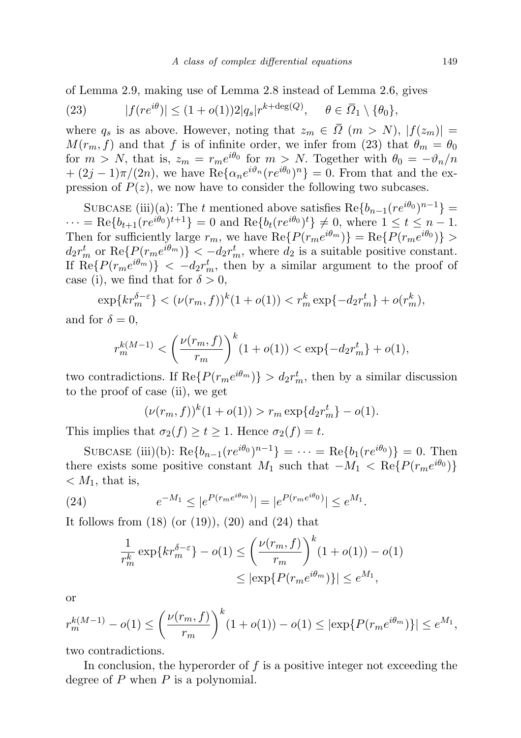of Lemma 2.9, making use of Lemma 2.8 instead of Lemma 2.6, gives

$$|f(re^{i\theta})| \leq (1+o(1))2|q_s|r^{k+\deg(Q)}, \quad \theta \in \overline{\Omega}_1 \setminus \{\theta_0\}, \tag{23}$$

where $q_s$ is as above. However, noting that $z_m \in \overline{\Omega}$ $(m > N)$, $|f(z_m)| = M(r_m, f)$ and that $f$ is of infinite order, we infer from (23) that $\theta_m = \theta_0$ for $m > N$, that is, $z_m = r_m e^{i\theta_0}$ for $m > N$. Together with $\theta_0 = -\vartheta_n/n + (2j-1)\pi/(2n)$, we have $\mathrm{Re}\{\alpha_n e^{i\vartheta_n}(re^{i\theta_0})^n\} = 0$. From that and the expression of $P(z)$, we now have to consider the following two subcases.

Subcase (iii)(a): The $t$ mentioned above satisfies $\mathrm{Re}\{b_{n-1}(re^{i\theta_0})^{n-1}\} = \cdots = \mathrm{Re}\{b_{t+1}(re^{i\theta_0})^{t+1}\} = 0$ and $\mathrm{Re}\{b_t(re^{i\theta_0})^t\} \neq 0$, where $1 \leq t \leq n-1$. Then for sufficiently large $r_m$, we have $\mathrm{Re}\{P(r_m e^{i\theta_m})\} = \mathrm{Re}\{P(r_m e^{i\theta_0})\} > d_2 r_m^t$ or $\mathrm{Re}\{P(r_m e^{i\theta_m})\} < -d_2 r_m^t$, where $d_2$ is a suitable positive constant. If $\mathrm{Re}\{P(r_m e^{i\theta_m})\} < -d_2 r_m^t$, then by a similar argument to the proof of case (i), we find that for $\delta > 0$,

$$\exp\{kr_m^{\delta-\varepsilon}\} < (\nu(r_m, f))^k(1+o(1)) < r_m^k \exp\{-d_2 r_m^t\} + o(r_m^k),$$

and for $\delta = 0$,

$$r_m^{k(M-1)} < \left(\frac{\nu(r_m, f)}{r_m}\right)^k (1+o(1)) < \exp\{-d_2 r_m^t\} + o(1),$$

two contradictions. If $\mathrm{Re}\{P(r_m e^{i\theta_m})\} > d_2 r_m^t$, then by a similar discussion to the proof of case (ii), we get

$$(\nu(r_m, f))^k(1+o(1)) > r_m \exp\{d_2 r_m^t\} - o(1).$$

This implies that $\sigma_2(f) \geq t \geq 1$. Hence $\sigma_2(f) = t$.

Subcase (iii)(b): $\mathrm{Re}\{b_{n-1}(re^{i\theta_0})^{n-1}\} = \cdots = \mathrm{Re}\{b_1(re^{i\theta_0})\} = 0$. Then there exists some positive constant $M_1$ such that $-M_1 < \mathrm{Re}\{P(r_m e^{i\theta_0})\} < M_1$, that is,

$$e^{-M_1} \leq |e^{P(r_m e^{i\theta_m})}| = |e^{P(r_m e^{i\theta_0})}| \leq e^{M_1}. \tag{24}$$

It follows from (18) (or (19)), (20) and (24) that

$$\begin{aligned}\frac{1}{r_m^k}\exp\{kr_m^{\delta-\varepsilon}\} - o(1) &\leq \left(\frac{\nu(r_m, f)}{r_m}\right)^k (1+o(1)) - o(1) \\ &\leq |\exp\{P(r_m e^{i\theta_m})\}| \leq e^{M_1},\end{aligned}$$

or

$$r_m^{k(M-1)} - o(1) \leq \left(\frac{\nu(r_m, f)}{r_m}\right)^k (1+o(1)) - o(1) \leq |\exp\{P(r_m e^{i\theta_m})\}| \leq e^{M_1},$$

two contradictions.

In conclusion, the hyperorder of $f$ is a positive integer not exceeding the degree of $P$ when $P$ is a polynomial.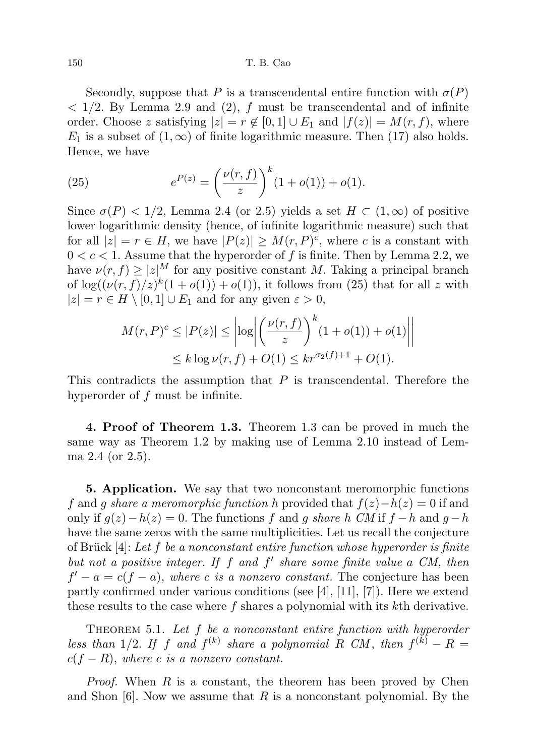Secondly, suppose that $P$ is a transcendental entire function with $\sigma(P) < 1/2$. By Lemma 2.9 and (2), $f$ must be transcendental and of infinite order. Choose $z$ satisfying $|z| = r \notin [0,1] \cup E_1$ and $|f(z)| = M(r,f)$, where $E_1$ is a subset of $(1,\infty)$ of finite logarithmic measure. Then (17) also holds. Hence, we have

$$e^{P(z)} = \left(\frac{\nu(r,f)}{z}\right)^k (1 + o(1)) + o(1). \tag{25}$$

Since $\sigma(P) < 1/2$, Lemma 2.4 (or 2.5) yields a set $H \subset (1,\infty)$ of positive lower logarithmic density (hence, of infinite logarithmic measure) such that for all $|z| = r \in H$, we have $|P(z)| \geq M(r,P)^c$, where $c$ is a constant with $0 < c < 1$. Assume that the hyperorder of $f$ is finite. Then by Lemma 2.2, we have $\nu(r,f) \geq |z|^M$ for any positive constant $M$. Taking a principal branch of $\log((\nu(r,f)/z)^k(1 + o(1)) + o(1))$, it follows from (25) that for all $z$ with $|z| = r \in H \setminus [0,1] \cup E_1$ and for any given $\varepsilon > 0$,

$$\begin{aligned} M(r,P)^c \leq |P(z)| &\leq \left|\log\left|\left(\frac{\nu(r,f)}{z}\right)^k (1 + o(1)) + o(1)\right|\right| \\ &\leq k \log \nu(r,f) + O(1) \leq k r^{\sigma_2(f)+1} + O(1). \end{aligned}$$

This contradicts the assumption that $P$ is transcendental. Therefore the hyperorder of $f$ must be infinite.

**4. Proof of Theorem 1.3.** Theorem 1.3 can be proved in much the same way as Theorem 1.2 by making use of Lemma 2.10 instead of Lemma 2.4 (or 2.5).

**5. Application.** We say that two nonconstant meromorphic functions $f$ and $g$ *share a meromorphic function* $h$ provided that $f(z) - h(z) = 0$ if and only if $g(z) - h(z) = 0$. The functions $f$ and $g$ *share* $h$ *CM* if $f - h$ and $g - h$ have the same zeros with the same multiplicities. Let us recall the conjecture of Brück [4]: *Let $f$ be a nonconstant entire function whose hyperorder is finite but not a positive integer. If $f$ and $f'$ share some finite value $a$ CM, then $f' - a = c(f - a)$, where $c$ is a nonzero constant.* The conjecture has been partly confirmed under various conditions (see [4], [11], [7]). Here we extend these results to the case where $f$ shares a polynomial with its $k$th derivative.

THEOREM 5.1. *Let $f$ be a nonconstant entire function with hyperorder less than $1/2$. If $f$ and $f^{(k)}$ share a polynomial $R$ CM, then $f^{(k)} - R = c(f - R)$, where $c$ is a nonzero constant.*

*Proof.* When $R$ is a constant, the theorem has been proved by Chen and Shon [6]. Now we assume that $R$ is a nonconstant polynomial. By the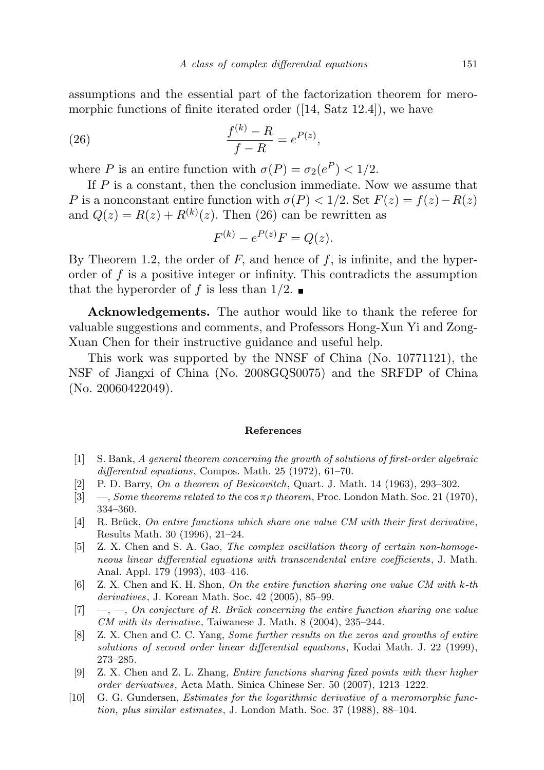assumptions and the essential part of the factorization theorem for meromorphic functions of finite iterated order ([14, Satz 12.4]), we have

$$\frac{f^{(k)} - R}{f - R} = e^{P(z)}, \tag{26}$$

where $P$ is an entire function with $\sigma(P) = \sigma_2(e^P) < 1/2$.

If $P$ is a constant, then the conclusion immediate. Now we assume that $P$ is a nonconstant entire function with $\sigma(P) < 1/2$. Set $F(z) = f(z) - R(z)$ and $Q(z) = R(z) + R^{(k)}(z)$. Then (26) can be rewritten as

$$F^{(k)} - e^{P(z)}F = Q(z).$$

By Theorem 1.2, the order of $F$, and hence of $f$, is infinite, and the hyperorder of $f$ is a positive integer or infinity. This contradicts the assumption that the hyperorder of $f$ is less than $1/2$. ∎

**Acknowledgements.** The author would like to thank the referee for valuable suggestions and comments, and Professors Hong-Xun Yi and Zong-Xuan Chen for their instructive guidance and useful help.

This work was supported by the NNSF of China (No. 10771121), the NSF of Jiangxi of China (No. 2008GQS0075) and the SRFDP of China (No. 20060422049).

#### References

[1] S. Bank, *A general theorem concerning the growth of solutions of first-order algebraic differential equations*, Compos. Math. 25 (1972), 61–70.

[2] P. D. Barry, *On a theorem of Besicovitch*, Quart. J. Math. 14 (1963), 293–302.

[3] —, *Some theorems related to the* $\cos \pi\rho$ *theorem*, Proc. London Math. Soc. 21 (1970), 334–360.

[4] R. Brück, *On entire functions which share one value CM with their first derivative*, Results Math. 30 (1996), 21–24.

[5] Z. X. Chen and S. A. Gao, *The complex oscillation theory of certain non-homogeneous linear differential equations with transcendental entire coefficients*, J. Math. Anal. Appl. 179 (1993), 403–416.

[6] Z. X. Chen and K. H. Shon, *On the entire function sharing one value CM with k-th derivatives*, J. Korean Math. Soc. 42 (2005), 85–99.

[7] —, —, *On conjecture of R. Brück concerning the entire function sharing one value CM with its derivative*, Taiwanese J. Math. 8 (2004), 235–244.

[8] Z. X. Chen and C. C. Yang, *Some further results on the zeros and growths of entire solutions of second order linear differential equations*, Kodai Math. J. 22 (1999), 273–285.

[9] Z. X. Chen and Z. L. Zhang, *Entire functions sharing fixed points with their higher order derivatives*, Acta Math. Sinica Chinese Ser. 50 (2007), 1213–1222.

[10] G. G. Gundersen, *Estimates for the logarithmic derivative of a meromorphic function, plus similar estimates*, J. London Math. Soc. 37 (1988), 88–104.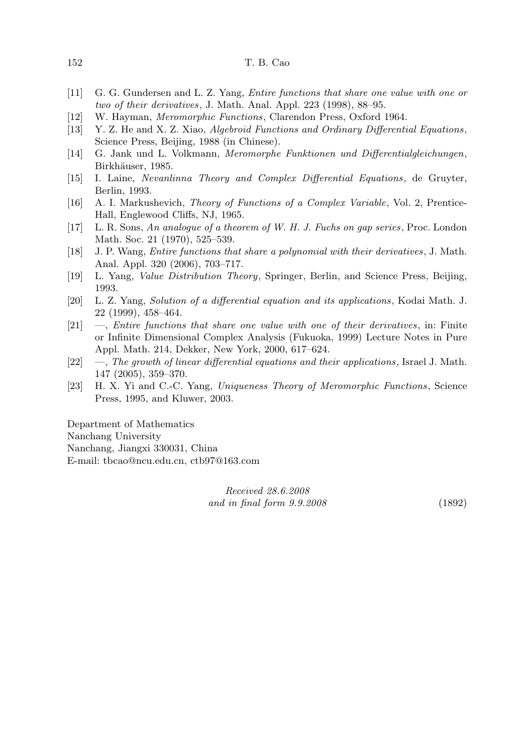[11] G. G. Gundersen and L. Z. Yang, *Entire functions that share one value with one or two of their derivatives*, J. Math. Anal. Appl. 223 (1998), 88–95.

[12] W. Hayman, *Meromorphic Functions*, Clarendon Press, Oxford 1964.

[13] Y. Z. He and X. Z. Xiao, *Algebroid Functions and Ordinary Differential Equations*, Science Press, Beijing, 1988 (in Chinese).

[14] G. Jank und L. Volkmann, *Meromorphe Funktionen und Differentialgleichungen*, Birkhäuser, 1985.

[15] I. Laine, *Nevanlinna Theory and Complex Differential Equations*, de Gruyter, Berlin, 1993.

[16] A. I. Markushevich, *Theory of Functions of a Complex Variable*, Vol. 2, Prentice-Hall, Englewood Cliffs, NJ, 1965.

[17] L. R. Sons, *An analogue of a theorem of W. H. J. Fuchs on gap series*, Proc. London Math. Soc. 21 (1970), 525–539.

[18] J. P. Wang, *Entire functions that share a polynomial with their derivatives*, J. Math. Anal. Appl. 320 (2006), 703–717.

[19] L. Yang, *Value Distribution Theory*, Springer, Berlin, and Science Press, Beijing, 1993.

[20] L. Z. Yang, *Solution of a differential equation and its applications*, Kodai Math. J. 22 (1999), 458–464.

[21] —, *Entire functions that share one value with one of their derivatives*, in: Finite or Infinite Dimensional Complex Analysis (Fukuoka, 1999) Lecture Notes in Pure Appl. Math. 214, Dekker, New York, 2000, 617–624.

[22] —, *The growth of linear differential equations and their applications*, Israel J. Math. 147 (2005), 359–370.

[23] H. X. Yi and C.-C. Yang, *Uniqueness Theory of Meromorphic Functions*, Science Press, 1995, and Kluwer, 2003.

Department of Mathematics
Nanchang University
Nanchang, Jiangxi 330031, China
E-mail: tbcao@ncu.edu.cn, ctb97@163.com

*Received 28.6.2008*
*and in final form 9.9.2008* (1892)